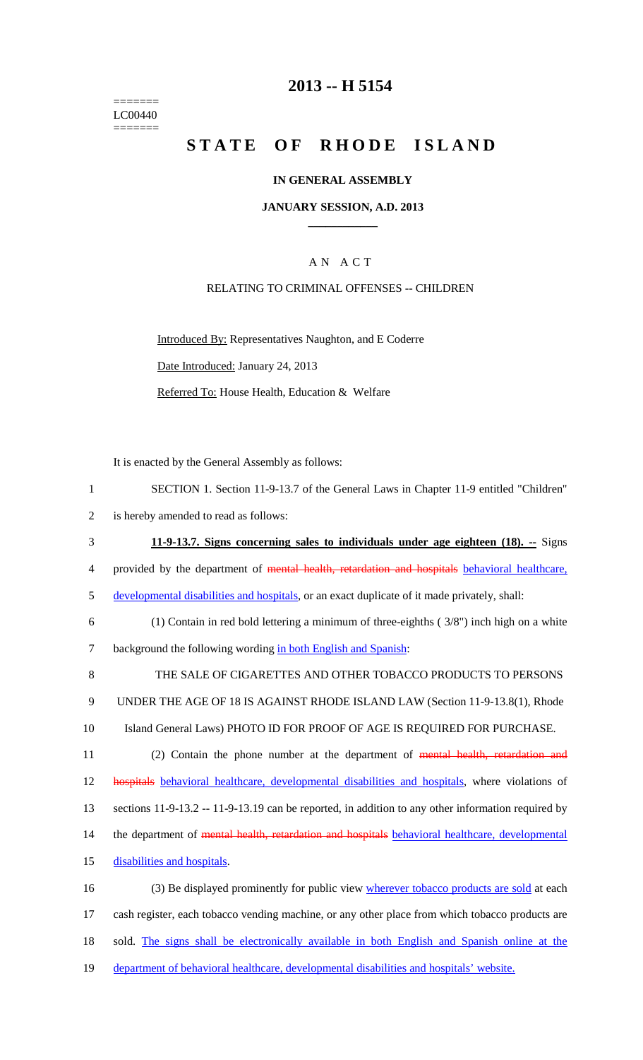=======
LC00440
=======

# 2013 -- H 5154

# STATE OF RHODE ISLAND

### IN GENERAL ASSEMBLY

### JANUARY SESSION, A.D. 2013

## A N A C T

RELATING TO CRIMINAL OFFENSES -- CHILDREN

Introduced By: Representatives Naughton, and E Coderre

Date Introduced: January 24, 2013

Referred To: House Health, Education & Welfare

It is enacted by the General Assembly as follows:

1 SECTION 1. Section 11-9-13.7 of the General Laws in Chapter 11-9 entitled "Children"
2 is hereby amended to read as follows:

3 **11-9-13.7. Signs concerning sales to individuals under age eighteen (18). --** Signs
4 provided by the department of ~~mental health, retardation and hospitals~~ behavioral healthcare,
5 developmental disabilities and hospitals, or an exact duplicate of it made privately, shall:

6 (1) Contain in red bold lettering a minimum of three-eighths ( 3/8") inch high on a white
7 background the following wording in both English and Spanish:

8 THE SALE OF CIGARETTES AND OTHER TOBACCO PRODUCTS TO PERSONS
9 UNDER THE AGE OF 18 IS AGAINST RHODE ISLAND LAW (Section 11-9-13.8(1), Rhode
10 Island General Laws) PHOTO ID FOR PROOF OF AGE IS REQUIRED FOR PURCHASE.

11 (2) Contain the phone number at the department of ~~mental health, retardation and~~
12 ~~hospitals~~ behavioral healthcare, developmental disabilities and hospitals, where violations of
13 sections 11-9-13.2 -- 11-9-13.19 can be reported, in addition to any other information required by
14 the department of ~~mental health, retardation and hospitals~~ behavioral healthcare, developmental
15 disabilities and hospitals.

16 (3) Be displayed prominently for public view wherever tobacco products are sold at each
17 cash register, each tobacco vending machine, or any other place from which tobacco products are
18 sold. The signs shall be electronically available in both English and Spanish online at the
19 department of behavioral healthcare, developmental disabilities and hospitals' website.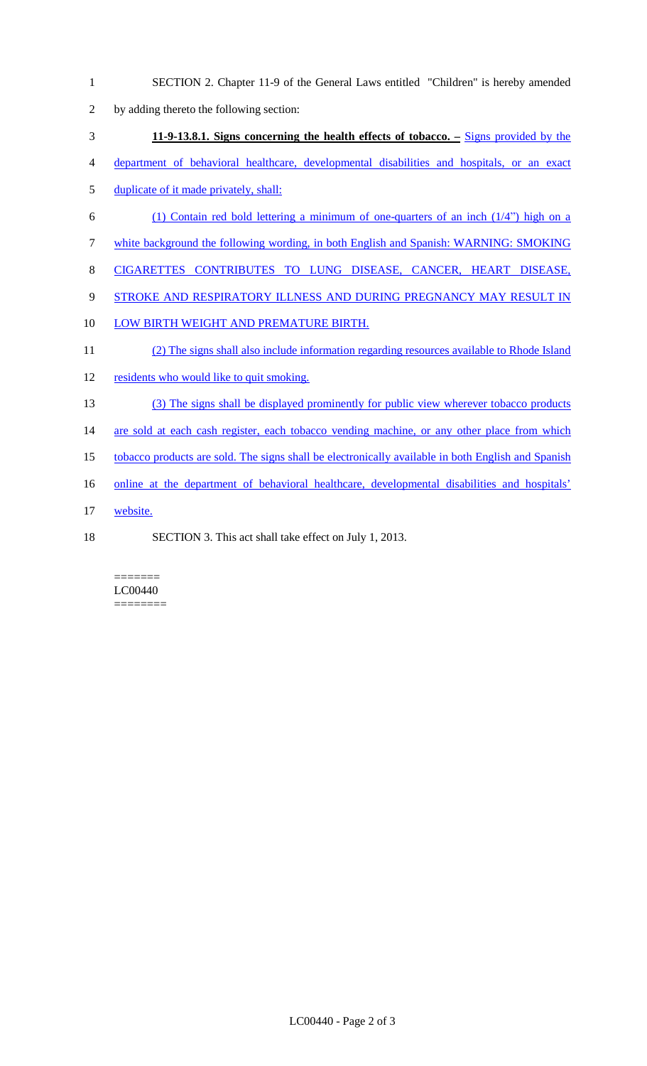SECTION 2. Chapter 11-9 of the General Laws entitled "Children" is hereby amended by adding thereto the following section:

**11-9-13.8.1. Signs concerning the health effects of tobacco. –** Signs provided by the department of behavioral healthcare, developmental disabilities and hospitals, or an exact duplicate of it made privately, shall:

(1) Contain red bold lettering a minimum of one-quarters of an inch (1/4") high on a white background the following wording, in both English and Spanish: WARNING: SMOKING CIGARETTES CONTRIBUTES TO LUNG DISEASE, CANCER, HEART DISEASE, STROKE AND RESPIRATORY ILLNESS AND DURING PREGNANCY MAY RESULT IN LOW BIRTH WEIGHT AND PREMATURE BIRTH.

(2) The signs shall also include information regarding resources available to Rhode Island residents who would like to quit smoking.

(3) The signs shall be displayed prominently for public view wherever tobacco products are sold at each cash register, each tobacco vending machine, or any other place from which tobacco products are sold. The signs shall be electronically available in both English and Spanish online at the department of behavioral healthcare, developmental disabilities and hospitals' website.

SECTION 3. This act shall take effect on July 1, 2013.

=======
LC00440
========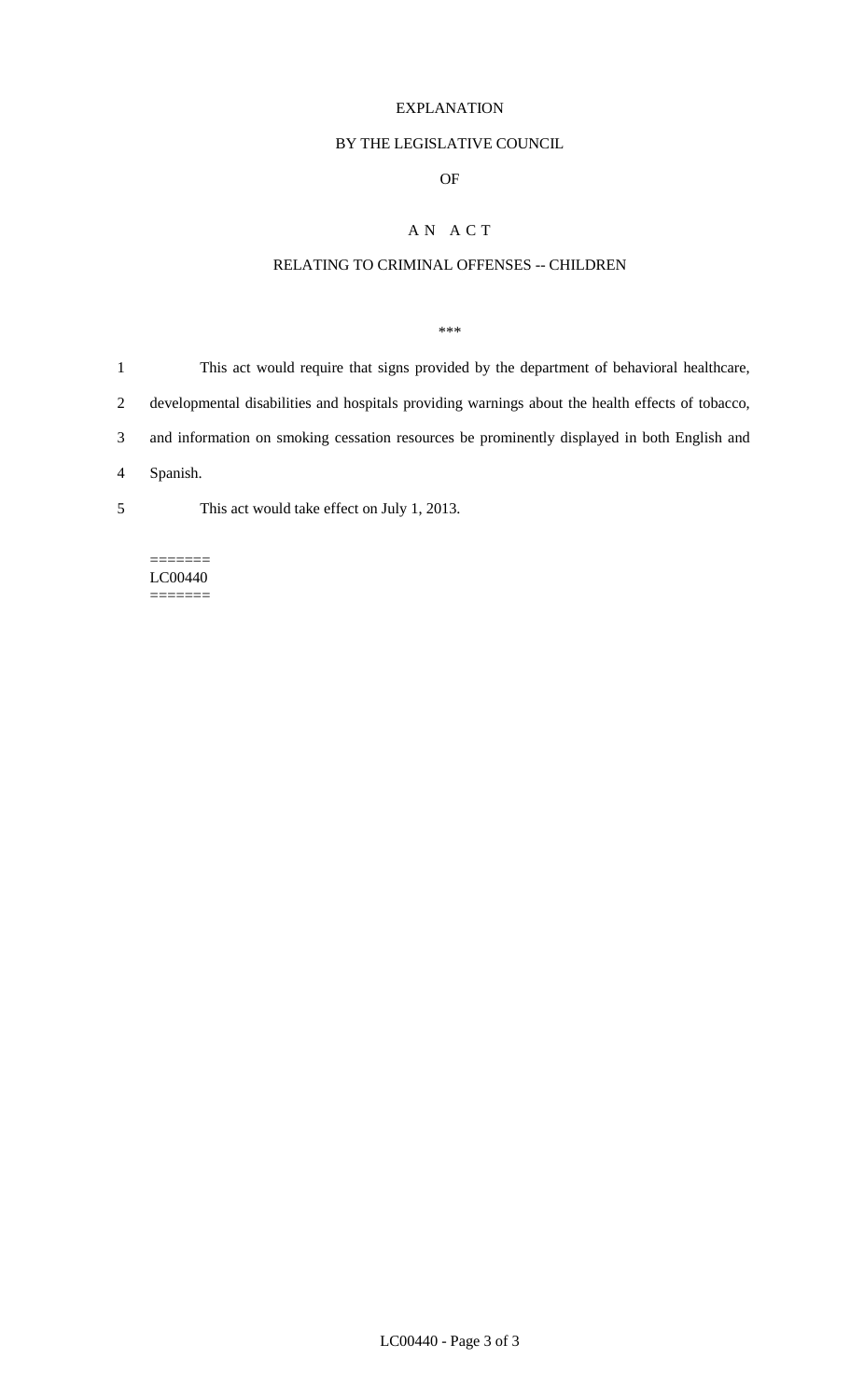EXPLANATION

BY THE LEGISLATIVE COUNCIL

OF

A N A C T

RELATING TO CRIMINAL OFFENSES -- CHILDREN

\*\*\*

This act would require that signs provided by the department of behavioral healthcare, developmental disabilities and hospitals providing warnings about the health effects of tobacco, and information on smoking cessation resources be prominently displayed in both English and Spanish.

This act would take effect on July 1, 2013.

=======
LC00440
=======